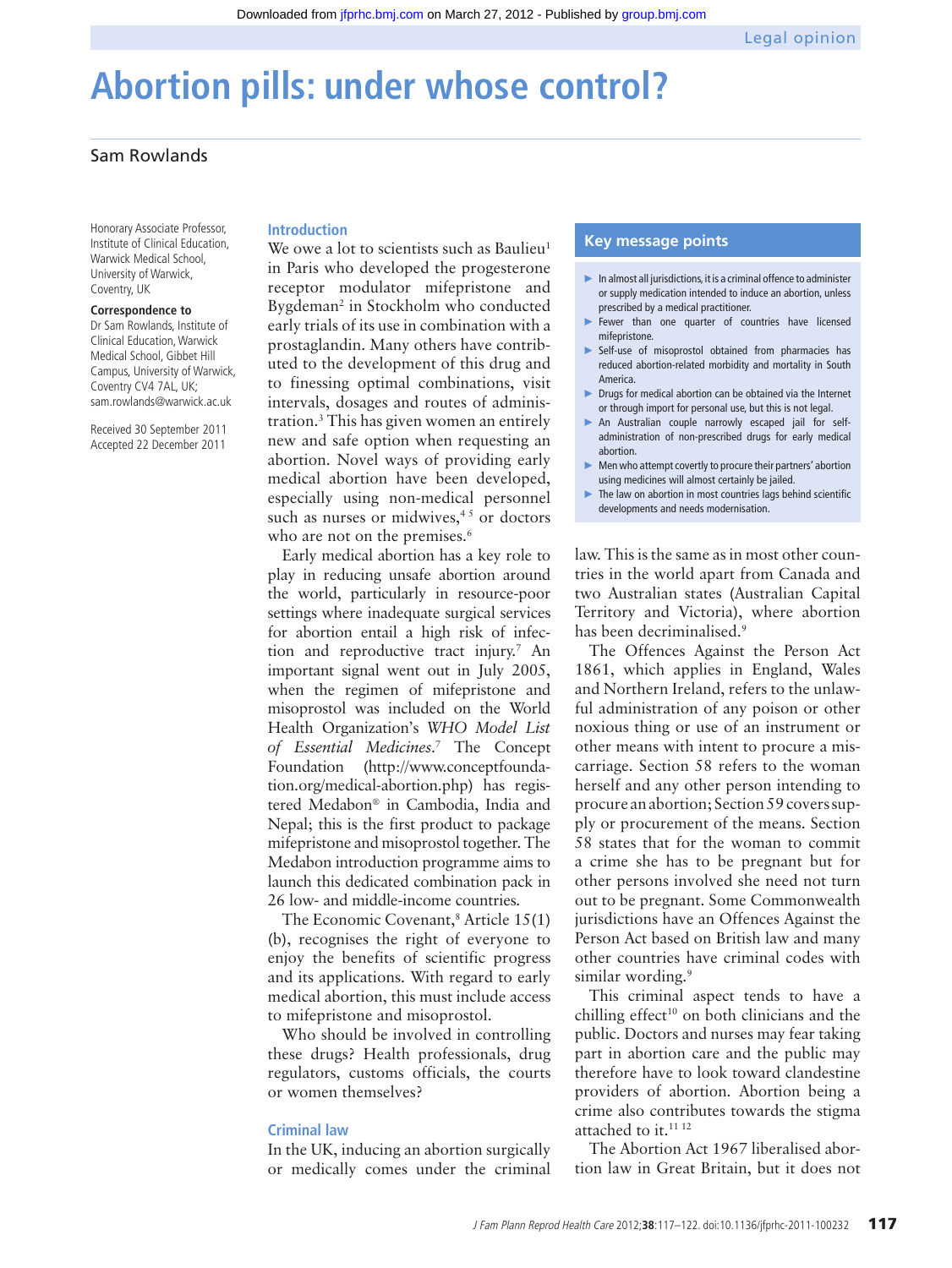# Abortion pills: under whose control?

Sam Rowlands

Honorary Associate Professor, Institute of Clinical Education, Warwick Medical School, University of Warwick, Coventry, UK

**Correspondence to**
Dr Sam Rowlands, Institute of Clinical Education, Warwick Medical School, Gibbet Hill Campus, University of Warwick, Coventry CV4 7AL, UK; sam.rowlands@warwick.ac.uk

Received 30 September 2011
Accepted 22 December 2011

## Introduction

We owe a lot to scientists such as Baulieu[1] in Paris who developed the progesterone receptor modulator mifepristone and Bygdeman[2] in Stockholm who conducted early trials of its use in combination with a prostaglandin. Many others have contributed to the development of this drug and to finessing optimal combinations, visit intervals, dosages and routes of administration.[3] This has given women an entirely new and safe option when requesting an abortion. Novel ways of providing early medical abortion have been developed, especially using non-medical personnel such as nurses or midwives,[4 5] or doctors who are not on the premises.[6]

Early medical abortion has a key role to play in reducing unsafe abortion around the world, particularly in resource-poor settings where inadequate surgical services for abortion entail a high risk of infection and reproductive tract injury.[7] An important signal went out in July 2005, when the regimen of mifepristone and misoprostol was included on the World Health Organization's *WHO Model List of Essential Medicines*.[7] The Concept Foundation (http://www.conceptfoundation.org/medical-abortion.php) has registered Medabon® in Cambodia, India and Nepal; this is the first product to package mifepristone and misoprostol together. The Medabon introduction programme aims to launch this dedicated combination pack in 26 low- and middle-income countries.

The Economic Covenant,[8] Article 15(1)(b), recognises the right of everyone to enjoy the benefits of scientific progress and its applications. With regard to early medical abortion, this must include access to mifepristone and misoprostol.

Who should be involved in controlling these drugs? Health professionals, drug regulators, customs officials, the courts or women themselves?

## Criminal law

In the UK, inducing an abortion surgically or medically comes under the criminal law. This is the same as in most other countries in the world apart from Canada and two Australian states (Australian Capital Territory and Victoria), where abortion has been decriminalised.[9]

> **Key message points**
>
> - In almost all jurisdictions, it is a criminal offence to administer or supply medication intended to induce an abortion, unless prescribed by a medical practitioner.
> - Fewer than one quarter of countries have licensed mifepristone.
> - Self-use of misoprostol obtained from pharmacies has reduced abortion-related morbidity and mortality in South America.
> - Drugs for medical abortion can be obtained via the Internet or through import for personal use, but this is not legal.
> - An Australian couple narrowly escaped jail for self-administration of non-prescribed drugs for early medical abortion.
> - Men who attempt covertly to procure their partners' abortion using medicines will almost certainly be jailed.
> - The law on abortion in most countries lags behind scientific developments and needs modernisation.

The Offences Against the Person Act 1861, which applies in England, Wales and Northern Ireland, refers to the unlawful administration of any poison or other noxious thing or use of an instrument or other means with intent to procure a miscarriage. Section 58 refers to the woman herself and any other person intending to procure an abortion; Section 59 covers supply or procurement of the means. Section 58 states that for the woman to commit a crime she has to be pregnant but for other persons involved she need not turn out to be pregnant. Some Commonwealth jurisdictions have an Offences Against the Person Act based on British law and many other countries have criminal codes with similar wording.[9]

This criminal aspect tends to have a chilling effect[10] on both clinicians and the public. Doctors and nurses may fear taking part in abortion care and the public may therefore have to look toward clandestine providers of abortion. Abortion being a crime also contributes towards the stigma attached to it.[11 12]

The Abortion Act 1967 liberalised abortion law in Great Britain, but it does not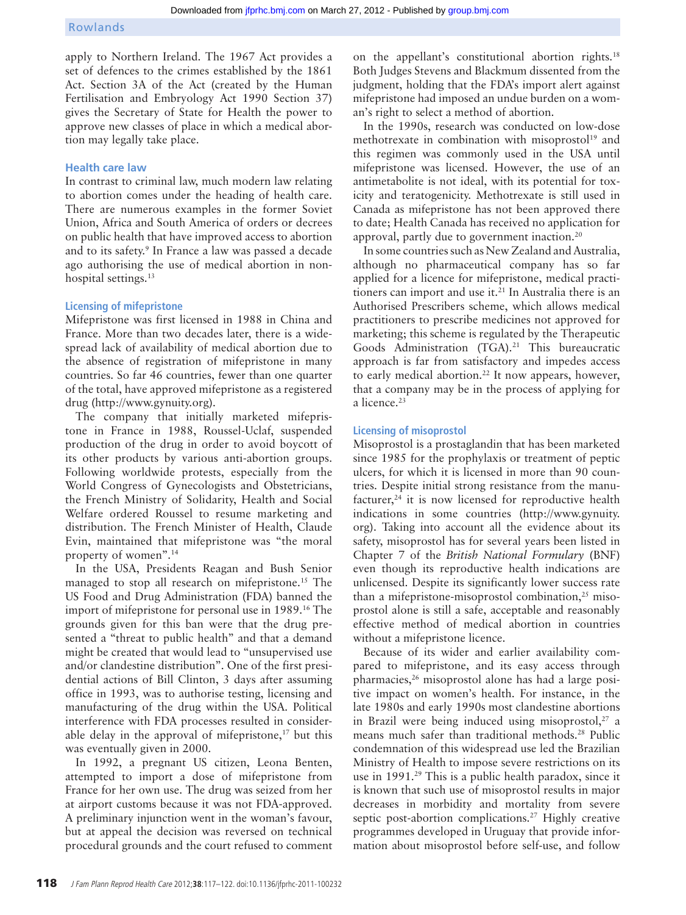apply to Northern Ireland. The 1967 Act provides a set of defences to the crimes established by the 1861 Act. Section 3A of the Act (created by the Human Fertilisation and Embryology Act 1990 Section 37) gives the Secretary of State for Health the power to approve new classes of place in which a medical abortion may legally take place.

## Health care law

In contrast to criminal law, much modern law relating to abortion comes under the heading of health care. There are numerous examples in the former Soviet Union, Africa and South America of orders or decrees on public health that have improved access to abortion and to its safety.[9] In France a law was passed a decade ago authorising the use of medical abortion in non-hospital settings.[13]

### Licensing of mifepristone

Mifepristone was first licensed in 1988 in China and France. More than two decades later, there is a widespread lack of availability of medical abortion due to the absence of registration of mifepristone in many countries. So far 46 countries, fewer than one quarter of the total, have approved mifepristone as a registered drug (http://www.gynuity.org).

The company that initially marketed mifepristone in France in 1988, Roussel-Uclaf, suspended production of the drug in order to avoid boycott of its other products by various anti-abortion groups. Following worldwide protests, especially from the World Congress of Gynecologists and Obstetricians, the French Ministry of Solidarity, Health and Social Welfare ordered Roussel to resume marketing and distribution. The French Minister of Health, Claude Evin, maintained that mifepristone was "the moral property of women".[14]

In the USA, Presidents Reagan and Bush Senior managed to stop all research on mifepristone.[15] The US Food and Drug Administration (FDA) banned the import of mifepristone for personal use in 1989.[16] The grounds given for this ban were that the drug presented a "threat to public health" and that a demand might be created that would lead to "unsupervised use and/or clandestine distribution". One of the first presidential actions of Bill Clinton, 3 days after assuming office in 1993, was to authorise testing, licensing and manufacturing of the drug within the USA. Political interference with FDA processes resulted in considerable delay in the approval of mifepristone,[17] but this was eventually given in 2000.

In 1992, a pregnant US citizen, Leona Benten, attempted to import a dose of mifepristone from France for her own use. The drug was seized from her at airport customs because it was not FDA-approved. A preliminary injunction went in the woman's favour, but at appeal the decision was reversed on technical procedural grounds and the court refused to comment on the appellant's constitutional abortion rights.[18] Both Judges Stevens and Blackmum dissented from the judgment, holding that the FDA's import alert against mifepristone had imposed an undue burden on a woman's right to select a method of abortion.

In the 1990s, research was conducted on low-dose methotrexate in combination with misoprostol[19] and this regimen was commonly used in the USA until mifepristone was licensed. However, the use of an antimetabolite is not ideal, with its potential for toxicity and teratogenicity. Methotrexate is still used in Canada as mifepristone has not been approved there to date; Health Canada has received no application for approval, partly due to government inaction.[20]

In some countries such as New Zealand and Australia, although no pharmaceutical company has so far applied for a licence for mifepristone, medical practitioners can import and use it.[21] In Australia there is an Authorised Prescribers scheme, which allows medical practitioners to prescribe medicines not approved for marketing; this scheme is regulated by the Therapeutic Goods Administration (TGA).[21] This bureaucratic approach is far from satisfactory and impedes access to early medical abortion.[22] It now appears, however, that a company may be in the process of applying for a licence.[23]

### Licensing of misoprostol

Misoprostol is a prostaglandin that has been marketed since 1985 for the prophylaxis or treatment of peptic ulcers, for which it is licensed in more than 90 countries. Despite initial strong resistance from the manufacturer,[24] it is now licensed for reproductive health indications in some countries (http://www.gynuity.org). Taking into account all the evidence about its safety, misoprostol has for several years been listed in Chapter 7 of the *British National Formulary* (BNF) even though its reproductive health indications are unlicensed. Despite its significantly lower success rate than a mifepristone-misoprostol combination,[25] misoprostol alone is still a safe, acceptable and reasonably effective method of medical abortion in countries without a mifepristone licence.

Because of its wider and earlier availability compared to mifepristone, and its easy access through pharmacies,[26] misoprostol alone has had a large positive impact on women's health. For instance, in the late 1980s and early 1990s most clandestine abortions in Brazil were being induced using misoprostol,[27] a means much safer than traditional methods.[28] Public condemnation of this widespread use led the Brazilian Ministry of Health to impose severe restrictions on its use in 1991.[29] This is a public health paradox, since it is known that such use of misoprostol results in major decreases in morbidity and mortality from severe septic post-abortion complications.[27] Highly creative programmes developed in Uruguay that provide information about misoprostol before self-use, and follow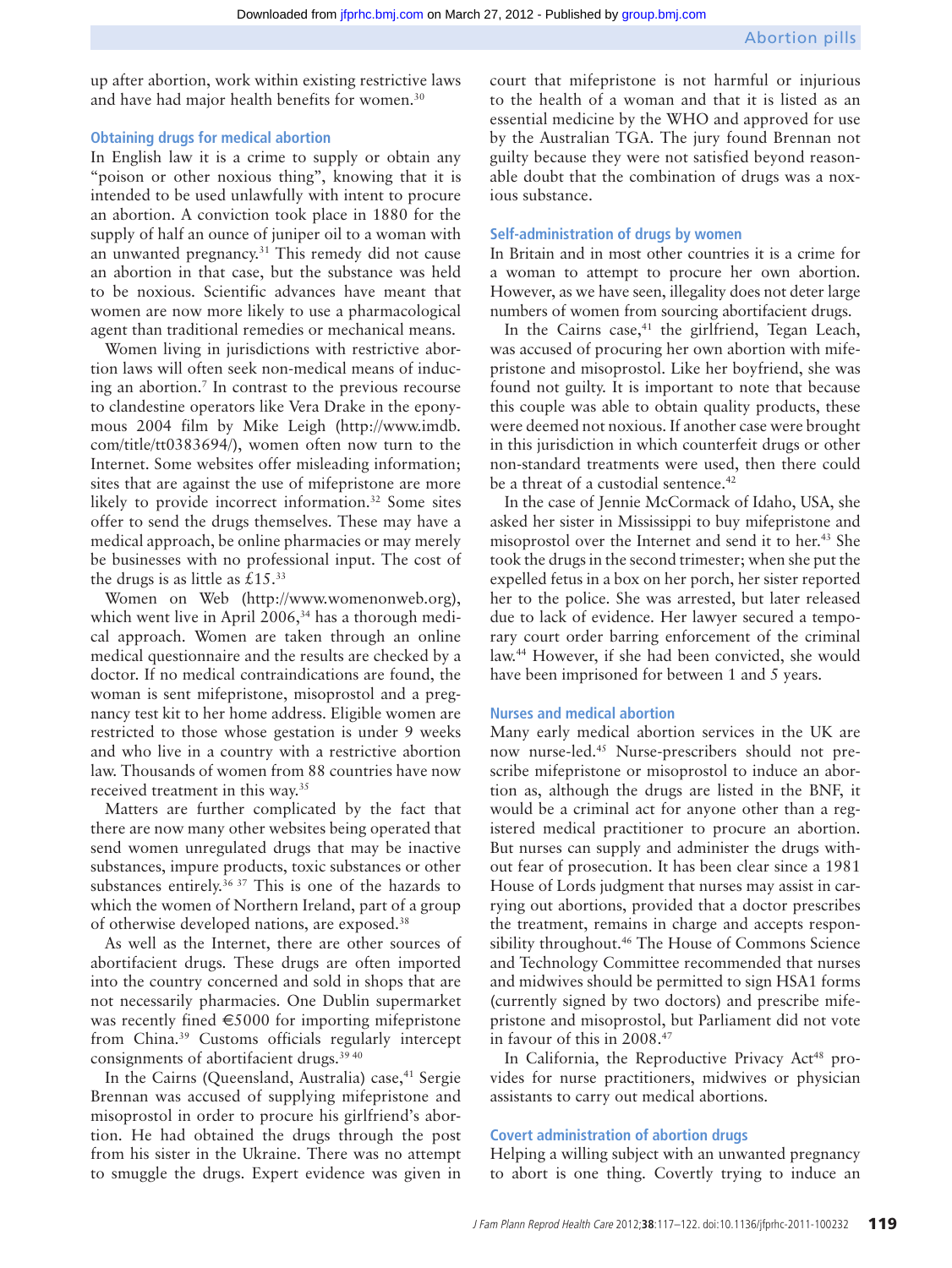up after abortion, work within existing restrictive laws and have had major health benefits for women.[30]

### Obtaining drugs for medical abortion

In English law it is a crime to supply or obtain any "poison or other noxious thing", knowing that it is intended to be used unlawfully with intent to procure an abortion. A conviction took place in 1880 for the supply of half an ounce of juniper oil to a woman with an unwanted pregnancy.[31] This remedy did not cause an abortion in that case, but the substance was held to be noxious. Scientific advances have meant that women are now more likely to use a pharmacological agent than traditional remedies or mechanical means.

Women living in jurisdictions with restrictive abortion laws will often seek non-medical means of inducing an abortion.[7] In contrast to the previous recourse to clandestine operators like Vera Drake in the eponymous 2004 film by Mike Leigh (http://www.imdb.com/title/tt0383694/), women often now turn to the Internet. Some websites offer misleading information; sites that are against the use of mifepristone are more likely to provide incorrect information.[32] Some sites offer to send the drugs themselves. These may have a medical approach, be online pharmacies or may merely be businesses with no professional input. The cost of the drugs is as little as £15.[33]

Women on Web (http://www.womenonweb.org), which went live in April 2006,[34] has a thorough medical approach. Women are taken through an online medical questionnaire and the results are checked by a doctor. If no medical contraindications are found, the woman is sent mifepristone, misoprostol and a pregnancy test kit to her home address. Eligible women are restricted to those whose gestation is under 9 weeks and who live in a country with a restrictive abortion law. Thousands of women from 88 countries have now received treatment in this way.[35]

Matters are further complicated by the fact that there are now many other websites being operated that send women unregulated drugs that may be inactive substances, impure products, toxic substances or other substances entirely.[36 37] This is one of the hazards to which the women of Northern Ireland, part of a group of otherwise developed nations, are exposed.[38]

As well as the Internet, there are other sources of abortifacient drugs. These drugs are often imported into the country concerned and sold in shops that are not necessarily pharmacies. One Dublin supermarket was recently fined €5000 for importing mifepristone from China.[39] Customs officials regularly intercept consignments of abortifacient drugs.[39 40]

In the Cairns (Queensland, Australia) case,[41] Sergie Brennan was accused of supplying mifepristone and misoprostol in order to procure his girlfriend's abortion. He had obtained the drugs through the post from his sister in the Ukraine. There was no attempt to smuggle the drugs. Expert evidence was given in court that mifepristone is not harmful or injurious to the health of a woman and that it is listed as an essential medicine by the WHO and approved for use by the Australian TGA. The jury found Brennan not guilty because they were not satisfied beyond reasonable doubt that the combination of drugs was a noxious substance.

### Self-administration of drugs by women

In Britain and in most other countries it is a crime for a woman to attempt to procure her own abortion. However, as we have seen, illegality does not deter large numbers of women from sourcing abortifacient drugs.

In the Cairns case,[41] the girlfriend, Tegan Leach, was accused of procuring her own abortion with mifepristone and misoprostol. Like her boyfriend, she was found not guilty. It is important to note that because this couple was able to obtain quality products, these were deemed not noxious. If another case were brought in this jurisdiction in which counterfeit drugs or other non-standard treatments were used, then there could be a threat of a custodial sentence.[42]

In the case of Jennie McCormack of Idaho, USA, she asked her sister in Mississippi to buy mifepristone and misoprostol over the Internet and send it to her.[43] She took the drugs in the second trimester; when she put the expelled fetus in a box on her porch, her sister reported her to the police. She was arrested, but later released due to lack of evidence. Her lawyer secured a temporary court order barring enforcement of the criminal law.[44] However, if she had been convicted, she would have been imprisoned for between 1 and 5 years.

### Nurses and medical abortion

Many early medical abortion services in the UK are now nurse-led.[45] Nurse-prescribers should not prescribe mifepristone or misoprostol to induce an abortion as, although the drugs are listed in the BNF, it would be a criminal act for anyone other than a registered medical practitioner to procure an abortion. But nurses can supply and administer the drugs without fear of prosecution. It has been clear since a 1981 House of Lords judgment that nurses may assist in carrying out abortions, provided that a doctor prescribes the treatment, remains in charge and accepts responsibility throughout.[46] The House of Commons Science and Technology Committee recommended that nurses and midwives should be permitted to sign HSA1 forms (currently signed by two doctors) and prescribe mifepristone and misoprostol, but Parliament did not vote in favour of this in 2008.[47]

In California, the Reproductive Privacy Act[48] provides for nurse practitioners, midwives or physician assistants to carry out medical abortions.

### Covert administration of abortion drugs

Helping a willing subject with an unwanted pregnancy to abort is one thing. Covertly trying to induce an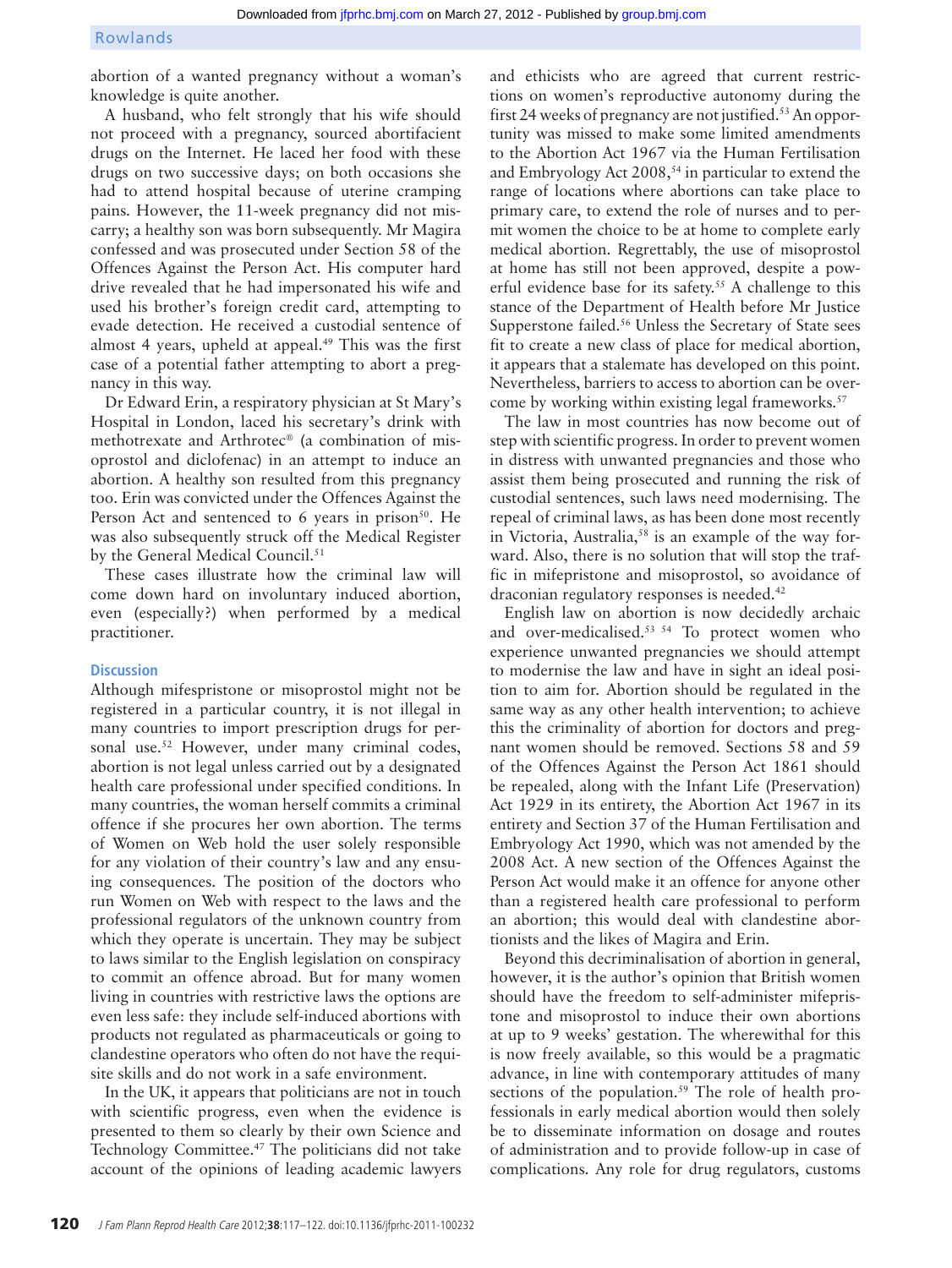abortion of a wanted pregnancy without a woman's knowledge is quite another.

A husband, who felt strongly that his wife should not proceed with a pregnancy, sourced abortifacient drugs on the Internet. He laced her food with these drugs on two successive days; on both occasions she had to attend hospital because of uterine cramping pains. However, the 11-week pregnancy did not miscarry; a healthy son was born subsequently. Mr Magira confessed and was prosecuted under Section 58 of the Offences Against the Person Act. His computer hard drive revealed that he had impersonated his wife and used his brother's foreign credit card, attempting to evade detection. He received a custodial sentence of almost 4 years, upheld at appeal.[49] This was the first case of a potential father attempting to abort a pregnancy in this way.

Dr Edward Erin, a respiratory physician at St Mary's Hospital in London, laced his secretary's drink with methotrexate and Arthrotec® (a combination of misoprostol and diclofenac) in an attempt to induce an abortion. A healthy son resulted from this pregnancy too. Erin was convicted under the Offences Against the Person Act and sentenced to 6 years in prison[50]. He was also subsequently struck off the Medical Register by the General Medical Council.[51]

These cases illustrate how the criminal law will come down hard on involuntary induced abortion, even (especially?) when performed by a medical practitioner.

## Discussion

Although mifespristone or misoprostol might not be registered in a particular country, it is not illegal in many countries to import prescription drugs for personal use.[52] However, under many criminal codes, abortion is not legal unless carried out by a designated health care professional under specified conditions. In many countries, the woman herself commits a criminal offence if she procures her own abortion. The terms of Women on Web hold the user solely responsible for any violation of their country's law and any ensuing consequences. The position of the doctors who run Women on Web with respect to the laws and the professional regulators of the unknown country from which they operate is uncertain. They may be subject to laws similar to the English legislation on conspiracy to commit an offence abroad. But for many women living in countries with restrictive laws the options are even less safe: they include self-induced abortions with products not regulated as pharmaceuticals or going to clandestine operators who often do not have the requisite skills and do not work in a safe environment.

In the UK, it appears that politicians are not in touch with scientific progress, even when the evidence is presented to them so clearly by their own Science and Technology Committee.[47] The politicians did not take account of the opinions of leading academic lawyers and ethicists who are agreed that current restrictions on women's reproductive autonomy during the first 24 weeks of pregnancy are not justified.[53] An opportunity was missed to make some limited amendments to the Abortion Act 1967 via the Human Fertilisation and Embryology Act 2008,[54] in particular to extend the range of locations where abortions can take place to primary care, to extend the role of nurses and to permit women the choice to be at home to complete early medical abortion. Regrettably, the use of misoprostol at home has still not been approved, despite a powerful evidence base for its safety.[55] A challenge to this stance of the Department of Health before Mr Justice Supperstone failed.[56] Unless the Secretary of State sees fit to create a new class of place for medical abortion, it appears that a stalemate has developed on this point. Nevertheless, barriers to access to abortion can be overcome by working within existing legal frameworks.[57]

The law in most countries has now become out of step with scientific progress. In order to prevent women in distress with unwanted pregnancies and those who assist them being prosecuted and running the risk of custodial sentences, such laws need modernising. The repeal of criminal laws, as has been done most recently in Victoria, Australia,[58] is an example of the way forward. Also, there is no solution that will stop the traffic in mifepristone and misoprostol, so avoidance of draconian regulatory responses is needed.[42]

English law on abortion is now decidedly archaic and over-medicalised.[53 54] To protect women who experience unwanted pregnancies we should attempt to modernise the law and have in sight an ideal position to aim for. Abortion should be regulated in the same way as any other health intervention; to achieve this the criminality of abortion for doctors and pregnant women should be removed. Sections 58 and 59 of the Offences Against the Person Act 1861 should be repealed, along with the Infant Life (Preservation) Act 1929 in its entirety, the Abortion Act 1967 in its entirety and Section 37 of the Human Fertilisation and Embryology Act 1990, which was not amended by the 2008 Act. A new section of the Offences Against the Person Act would make it an offence for anyone other than a registered health care professional to perform an abortion; this would deal with clandestine abortionists and the likes of Magira and Erin.

Beyond this decriminalisation of abortion in general, however, it is the author's opinion that British women should have the freedom to self-administer mifepristone and misoprostol to induce their own abortions at up to 9 weeks' gestation. The wherewithal for this is now freely available, so this would be a pragmatic advance, in line with contemporary attitudes of many sections of the population.[59] The role of health professionals in early medical abortion would then solely be to disseminate information on dosage and routes of administration and to provide follow-up in case of complications. Any role for drug regulators, customs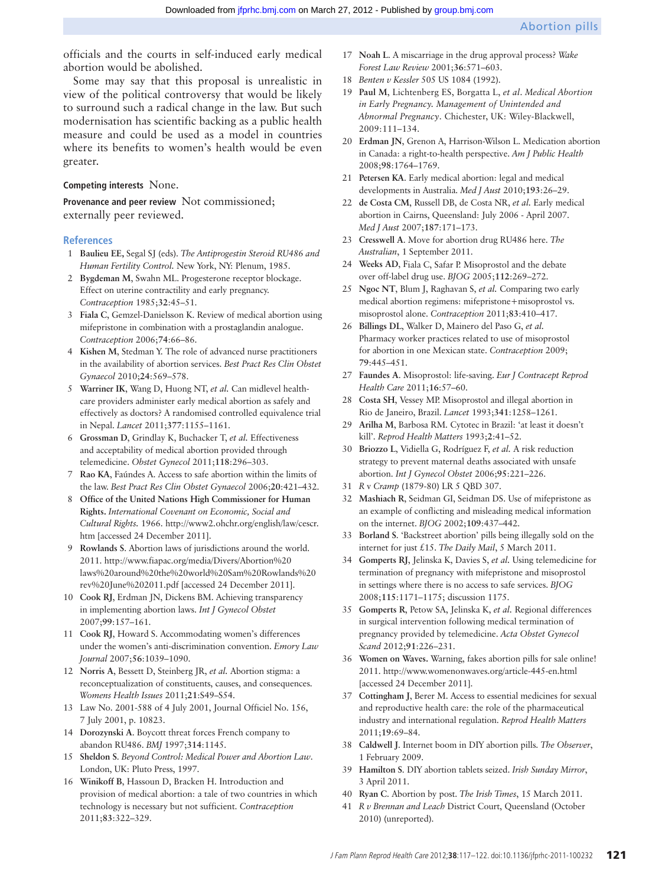officials and the courts in self-induced early medical abortion would be abolished.

Some may say that this proposal is unrealistic in view of the political controversy that would be likely to surround such a radical change in the law. But such modernisation has scientific backing as a public health measure and could be used as a model in countries where its benefits to women's health would be even greater.

**Competing interests** None.

**Provenance and peer review** Not commissioned; externally peer reviewed.

## References

1. **Baulieu EE,** Segal SJ (eds). *The Antiprogestin Steroid RU486 and Human Fertility Control.* New York, NY: Plenum, 1985.
2. **Bygdeman M**, Swahn ML. Progesterone receptor blockage. Effect on uterine contractility and early pregnancy. *Contraception* 1985;**32**:45–51.
3. **Fiala C**, Gemzel-Danielsson K. Review of medical abortion using mifepristone in combination with a prostaglandin analogue. *Contraception* 2006;**74**:66–86.
4. **Kishen M**, Stedman Y. The role of advanced nurse practitioners in the availability of abortion services. *Best Pract Res Clin Obstet Gynaecol* 2010;**24**:569–578.
5. **Warriner IK**, Wang D, Huong NT, *et al.* Can midlevel health-care providers administer early medical abortion as safely and effectively as doctors? A randomised controlled equivalence trial in Nepal. *Lancet* 2011;**377**:1155–1161.
6. **Grossman D**, Grindlay K, Buchacker T, *et al.* Effectiveness and acceptability of medical abortion provided through telemedicine. *Obstet Gynecol* 2011;**118**:296–303.
7. **Rao KA**, Faúndes A. Access to safe abortion within the limits of the law. *Best Pract Res Clin Obstet Gynaecol* 2006;**20**:421–432.
8. **Office of the United Nations High Commissioner for Human Rights.** *International Covenant on Economic, Social and Cultural Rights.* 1966. http://www2.ohchr.org/english/law/cescr.htm [accessed 24 December 2011].
9. **Rowlands S**. Abortion laws of jurisdictions around the world. 2011. http://www.fiapac.org/media/Divers/Abortion%20laws%20around%20the%20world%20Sam%20Rowlands%20rev%20June%202011.pdf [accessed 24 December 2011].
10. **Cook RJ**, Erdman JN, Dickens BM. Achieving transparency in implementing abortion laws. *Int J Gynecol Obstet* 2007;**99**:157–161.
11. **Cook RJ**, Howard S. Accommodating women's differences under the women's anti-discrimination convention. *Emory Law Journal* 2007;**56**:1039–1090.
12. **Norris A**, Bessett D, Steinberg JR, *et al.* Abortion stigma: a reconceptualization of constituents, causes, and consequences. *Womens Health Issues* 2011;**21**:S49–S54.
13. Law No. 2001-588 of 4 July 2001, Journal Officiel No. 156, 7 July 2001, p. 10823.
14. **Dorozynski A**. Boycott threat forces French company to abandon RU486. *BMJ* 1997;**314**:1145.
15. **Sheldon S**. *Beyond Control: Medical Power and Abortion Law*. London, UK: Pluto Press, 1997.
16. **Winikoff B**, Hassoun D, Bracken H. Introduction and provision of medical abortion: a tale of two countries in which technology is necessary but not sufficient. *Contraception* 2011;**83**:322–329.
17. **Noah L**. A miscarriage in the drug approval process? *Wake Forest Law Review* 2001;**36**:571–603.
18. *Benten v Kessler* 505 US 1084 (1992).
19. **Paul M**, Lichtenberg ES, Borgatta L, *et al*. *Medical Abortion in Early Pregnancy. Management of Unintended and Abnormal Pregnancy*. Chichester, UK: Wiley-Blackwell, 2009:111–134.
20. **Erdman JN**, Grenon A, Harrison-Wilson L. Medication abortion in Canada: a right-to-health perspective. *Am J Public Health* 2008;**98**:1764–1769.
21. **Petersen KA**. Early medical abortion: legal and medical developments in Australia. *Med J Aust* 2010;**193**:26–29.
22. **de Costa CM**, Russell DB, de Costa NR, *et al.* Early medical abortion in Cairns, Queensland: July 2006 - April 2007. *Med J Aust* 2007;**187**:171–173.
23. **Cresswell A**. Move for abortion drug RU486 here. *The Australian*, 1 September 2011.
24. **Weeks AD**, Fiala C, Safar P. Misoprostol and the debate over off-label drug use. *BJOG* 2005;**112**:269–272.
25. **Ngoc NT**, Blum J, Raghavan S, *et al.* Comparing two early medical abortion regimens: mifepristone+misoprostol vs. misoprostol alone. *Contraception* 2011;**83**:410–417.
26. **Billings DL**, Walker D, Mainero del Paso G, *et al.* Pharmacy worker practices related to use of misoprostol for abortion in one Mexican state. *Contraception* 2009; **79**:445–451.
27. **Faundes A**. Misoprostol: life-saving. *Eur J Contracept Reprod Health Care* 2011;**16**:57–60.
28. **Costa SH**, Vessey MP. Misoprostol and illegal abortion in Rio de Janeiro, Brazil. *Lancet* 1993;**341**:1258–1261.
29. **Arilha M**, Barbosa RM. Cytotec in Brazil: 'at least it doesn't kill'. *Reprod Health Matters* 1993;**2**:41–52.
30. **Briozzo L**, Vidiella G, Rodríguez F, *et al.* A risk reduction strategy to prevent maternal deaths associated with unsafe abortion. *Int J Gynecol Obstet* 2006;**95**:221–226.
31. *R* v *Cramp* (1879-80) LR 5 QBD 307.
32. **Mashiach R**, Seidman GI, Seidman DS. Use of mifepristone as an example of conflicting and misleading medical information on the internet. *BJOG* 2002;**109**:437–442.
33. **Borland S**. 'Backstreet abortion' pills being illegally sold on the internet for just £15. *The Daily Mail*, 5 March 2011.
34. **Gomperts RJ**, Jelinska K, Davies S, *et al.* Using telemedicine for termination of pregnancy with mifepristone and misoprostol in settings where there is no access to safe services. *BJOG* 2008;**115**:1171–1175; discussion 1175.
35. **Gomperts R**, Petow SA, Jelinska K, *et al.* Regional differences in surgical intervention following medical termination of pregnancy provided by telemedicine. *Acta Obstet Gynecol Scand* 2012;**91**:226–231.
36. **Women on Waves.** Warning, fakes abortion pills for sale online! 2011. http://www.womenonwaves.org/article-445-en.html [accessed 24 December 2011].
37. **Cottingham J**, Berer M. Access to essential medicines for sexual and reproductive health care: the role of the pharmaceutical industry and international regulation. *Reprod Health Matters* 2011;**19**:69–84.
38. **Caldwell J**. Internet boom in DIY abortion pills. *The Observer*, 1 February 2009.
39. **Hamilton S**. DIY abortion tablets seized. *Irish Sunday Mirror*, 3 April 2011.
40. **Ryan C**. Abortion by post. *The Irish Times*, 15 March 2011.
41. *R v Brennan and Leach* District Court, Queensland (October 2010) (unreported).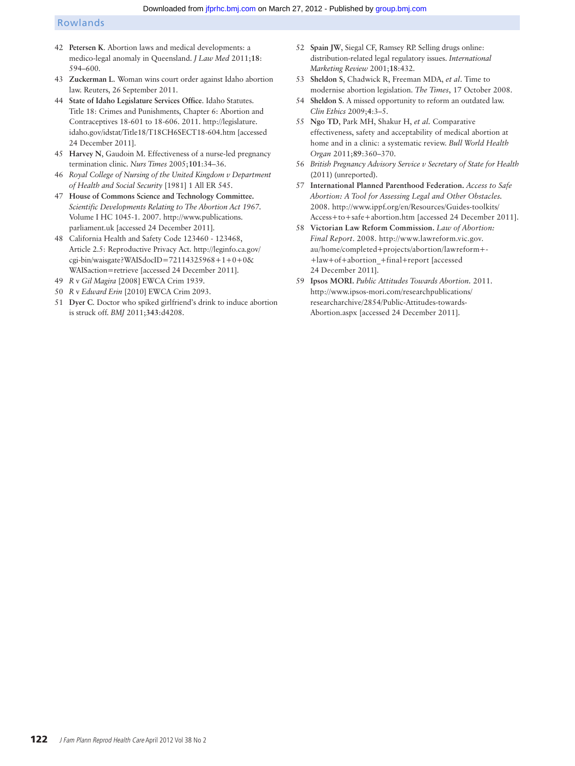42 **Petersen K**. Abortion laws and medical developments: a medico-legal anomaly in Queensland. *J Law Med* 2011;**18**: 594–600.

43 **Zuckerman L**. Woman wins court order against Idaho abortion law. Reuters, 26 September 2011.

44 **State of Idaho Legislature Services Office**. Idaho Statutes. Title 18: Crimes and Punishments, Chapter 6: Abortion and Contraceptives 18-601 to 18-606. 2011. http://legislature.idaho.gov/idstat/Title18/T18CH6SECT18-604.htm [accessed 24 December 2011].

45 **Harvey N**, Gaudoin M. Effectiveness of a nurse-led pregnancy termination clinic. *Nurs Times* 2005;**101**:34–36.

46 *Royal College of Nursing of the United Kingdom v Department of Health and Social Security* [1981] 1 All ER 545.

47 **House of Commons Science and Technology Committee.** *Scientific Developments Relating to The Abortion Act 1967*. Volume I HC 1045-1. 2007. http://www.publications.parliament.uk [accessed 24 December 2011].

48 California Health and Safety Code 123460 - 123468, Article 2.5: Reproductive Privacy Act. http://leginfo.ca.gov/cgi-bin/waisgate?WAISdocID=72114325968+1+0+0&WAISaction=retrieve [accessed 24 December 2011].

49 *R* v *Gil Magira* [2008] EWCA Crim 1939.

50 *R* v *Edward Erin* [2010] EWCA Crim 2093.

51 **Dyer C**. Doctor who spiked girlfriend's drink to induce abortion is struck off. *BMJ* 2011;**343**:d4208.

52 **Spain JW**, Siegal CF, Ramsey RP. Selling drugs online: distribution-related legal regulatory issues. *International Marketing Review* 2001;**18**:432.

53 **Sheldon S**, Chadwick R, Freeman MDA, *et al*. Time to modernise abortion legislation. *The Times*, 17 October 2008.

54 **Sheldon S**. A missed opportunity to reform an outdated law. *Clin Ethics* 2009;**4**:3–5.

55 **Ngo TD**, Park MH, Shakur H, *et al*. Comparative effectiveness, safety and acceptability of medical abortion at home and in a clinic: a systematic review. *Bull World Health Organ* 2011;**89**:360–370.

56 *British Pregnancy Advisory Service v Secretary of State for Health* (2011) (unreported).

57 **International Planned Parenthood Federation.** *Access to Safe Abortion: A Tool for Assessing Legal and Other Obstacles*. 2008. http://www.ippf.org/en/Resources/Guides-toolkits/Access+to+safe+abortion.htm [accessed 24 December 2011].

58 **Victorian Law Reform Commission.** *Law of Abortion: Final Report*. 2008. http://www.lawreform.vic.gov.au/home/completed+projects/abortion/lawreform+-+law+of+abortion_+final+report [accessed 24 December 2011].

59 **Ipsos MORI.** *Public Attitudes Towards Abortion*. 2011. http://www.ipsos-mori.com/researchpublications/researcharchive/2854/Public-Attitudes-towards-Abortion.aspx [accessed 24 December 2011].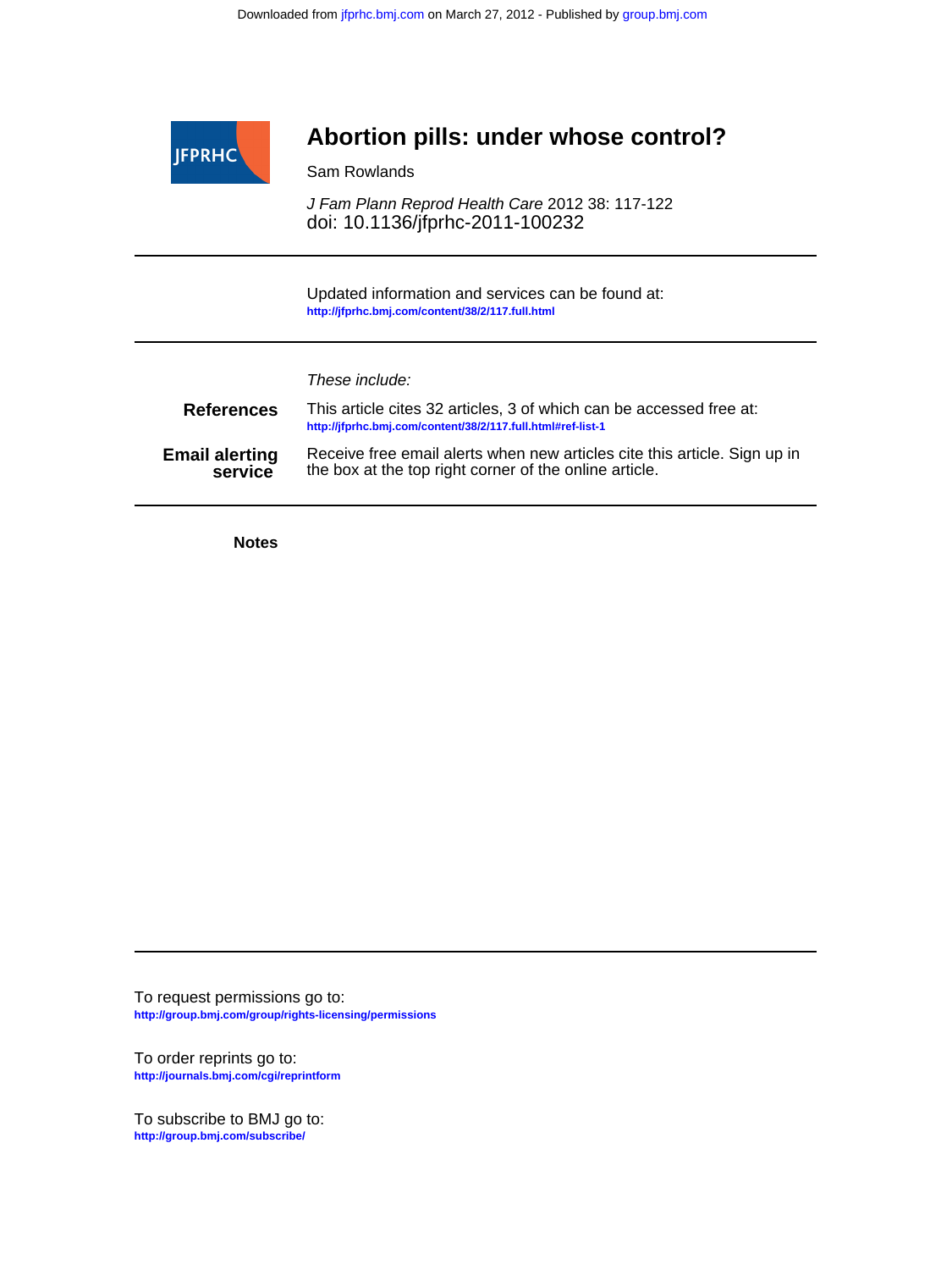Downloaded from jfprhc.bmj.com on March 27, 2012 - Published by group.bmj.com

# Abortion pills: under whose control?

Sam Rowlands

*J Fam Plann Reprod Health Care* 2012 38: 117-122
doi: 10.1136/jfprhc-2011-100232

Updated information and services can be found at:
http://jfprhc.bmj.com/content/38/2/117.full.html

*These include:*

| | |
|---|---|
| **References** | This article cites 32 articles, 3 of which can be accessed free at: http://jfprhc.bmj.com/content/38/2/117.full.html#ref-list-1 |
| **Email alerting service** | Receive free email alerts when new articles cite this article. Sign up in the box at the top right corner of the online article. |

**Notes**

To request permissions go to:
http://group.bmj.com/group/rights-licensing/permissions

To order reprints go to:
http://journals.bmj.com/cgi/reprintform

To subscribe to BMJ go to:
http://group.bmj.com/subscribe/